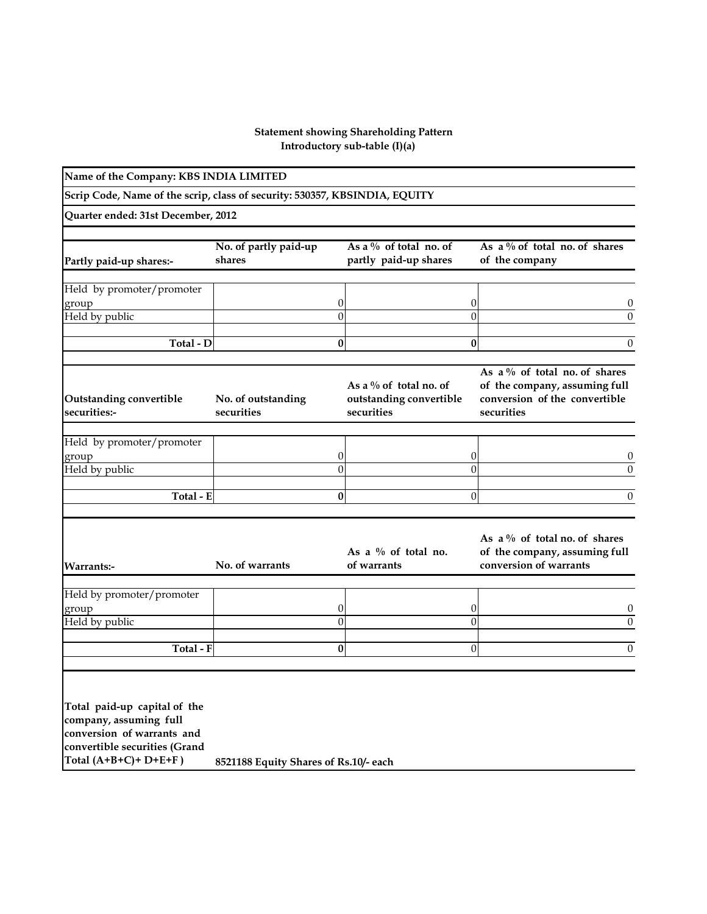**Statement showing Shareholding Pattern**
**Introductory sub-table (I)(a)**

**Name of the Company: KBS INDIA LIMITED**

**Scrip Code, Name of the scrip, class of security: 530357, KBSINDIA, EQUITY**

**Quarter ended: 31st December, 2012**

| Partly paid-up shares:- | No. of partly paid-up shares | As a % of total no. of partly paid-up shares | As a % of total no. of shares of the company |
|---|---|---|---|
| Held by promoter/promoter group | 0 | 0 | 0 |
| Held by public | 0 | 0 | 0 |
| **Total - D** | **0** | **0** | 0 |

| Outstanding convertible securities:- | No. of outstanding securities | As a % of total no. of outstanding convertible securities | As a % of total no. of shares of the company, assuming full conversion of the convertible securities |
|---|---|---|---|
| Held by promoter/promoter group | 0 | 0 | 0 |
| Held by public | 0 | 0 | 0 |
| **Total - E** | **0** | 0 | 0 |

| Warrants:- | No. of warrants | As a % of total no. of warrants | As a % of total no. of shares of the company, assuming full conversion of warrants |
|---|---|---|---|
| Held by promoter/promoter group | 0 | 0 | 0 |
| Held by public | 0 | 0 | 0 |
| **Total - F** | **0** | 0 | 0 |

| | |
|---|---|
| **Total paid-up capital of the company, assuming full conversion of warrants and convertible securities (Grand Total (A+B+C)+ D+E+F )** | **8521188 Equity Shares of Rs.10/- each** |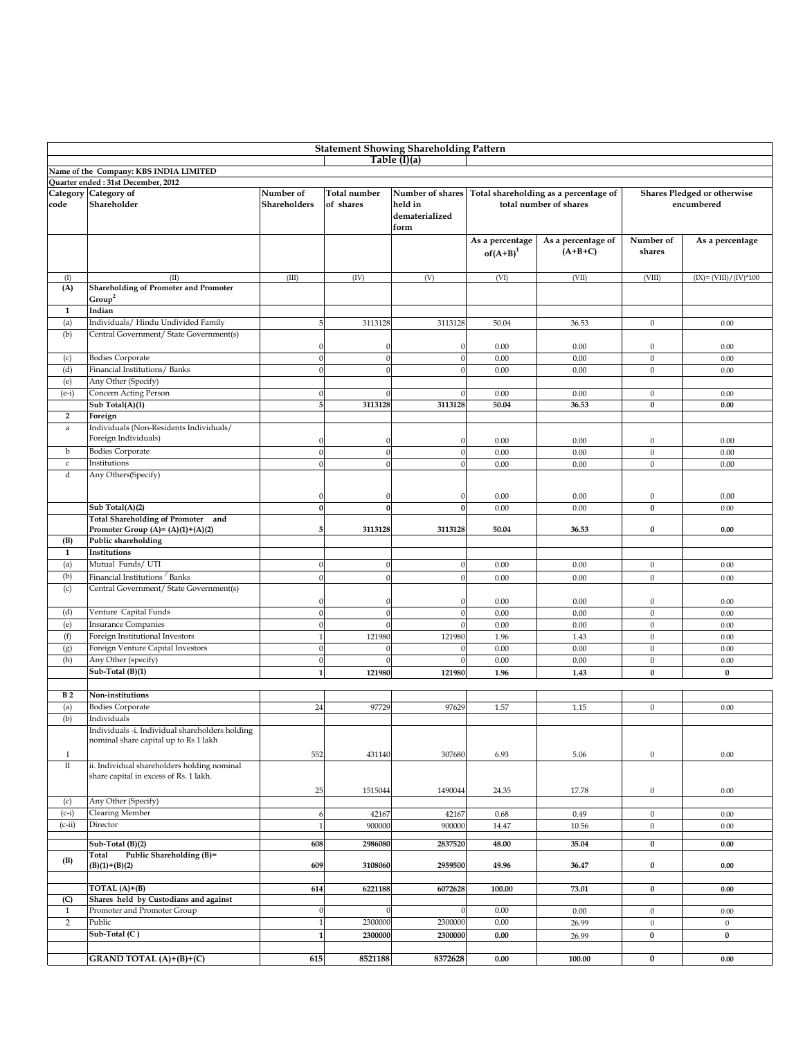## Statement Showing Shareholding Pattern

### Table (I)(a)

**Name of the Company: KBS INDIA LIMITED**

**Quarter ended : 31st December, 2012**

| Category code | Category of Shareholder | Number of Shareholders | Total number of shares | Number of shares held in dematerialized form | Total shareholding as a percentage of total number of shares | | Shares Pledged or otherwise encumbered | |
|---|---|---|---|---|---|---|---|---|
| | | | | | As a percentage of(A+B)[1] | As a percentage of (A+B+C) | Number of shares | As a percentage |
| (I) | (II) | (III) | (IV) | (V) | (VI) | (VII) | (VIII) | (IX)= (VIII)/(IV)*100 |
| **(A)** | **Shareholding of Promoter and Promoter Group[2]** | | | | | | | |
| **1** | **Indian** | | | | | | | |
| (a) | Individuals/ Hindu Undivided Family | 5 | 3113128 | 3113128 | 50.04 | 36.53 | 0 | 0.00 |
| (b) | Central Government/ State Government(s) | 0 | 0 | 0 | 0.00 | 0.00 | 0 | 0.00 |
| (c) | Bodies Corporate | 0 | 0 | 0 | 0.00 | 0.00 | 0 | 0.00 |
| (d) | Financial Institutions/ Banks | 0 | 0 | 0 | 0.00 | 0.00 | 0 | 0.00 |
| (e) | Any Other (Specify) | | | | | | | |
| (e-i) | Concern Acting Person | 0 | 0 | 0 | 0.00 | 0.00 | 0 | 0.00 |
| | **Sub Total(A)(1)** | **5** | **3113128** | **3113128** | **50.04** | **36.53** | **0** | **0.00** |
| **2** | **Foreign** | | | | | | | |
| a | Individuals (Non-Residents Individuals/ Foreign Individuals) | 0 | 0 | 0 | 0.00 | 0.00 | 0 | 0.00 |
| b | Bodies Corporate | 0 | 0 | 0 | 0.00 | 0.00 | 0 | 0.00 |
| c | Institutions | 0 | 0 | 0 | 0.00 | 0.00 | 0 | 0.00 |
| d | Any Others(Specify) | 0 | 0 | 0 | 0.00 | 0.00 | 0 | 0.00 |
| | **Sub Total(A)(2)** | **0** | **0** | **0** | 0.00 | 0.00 | **0** | 0.00 |
| | **Total Shareholding of Promoter and Promoter Group (A)= (A)(1)+(A)(2)** | **5** | **3113128** | **3113128** | **50.04** | **36.53** | **0** | **0.00** |
| **(B)** | **Public shareholding** | | | | | | | |
| **1** | **Institutions** | | | | | | | |
| (a) | Mutual Funds/ UTI | 0 | 0 | 0 | 0.00 | 0.00 | 0 | 0.00 |
| (b) | Financial Institutions / Banks | 0 | 0 | 0 | 0.00 | 0.00 | 0 | 0.00 |
| (c) | Central Government/ State Government(s) | 0 | 0 | 0 | 0.00 | 0.00 | 0 | 0.00 |
| (d) | Venture Capital Funds | 0 | 0 | 0 | 0.00 | 0.00 | 0 | 0.00 |
| (e) | Insurance Companies | 0 | 0 | 0 | 0.00 | 0.00 | 0 | 0.00 |
| (f) | Foreign Institutional Investors | 1 | 121980 | 121980 | 1.96 | 1.43 | 0 | 0.00 |
| (g) | Foreign Venture Capital Investors | 0 | 0 | 0 | 0.00 | 0.00 | 0 | 0.00 |
| (h) | Any Other (specify) | 0 | 0 | 0 | 0.00 | 0.00 | 0 | 0.00 |
| | **Sub-Total (B)(1)** | **1** | **121980** | **121980** | **1.96** | **1.43** | **0** | **0** |
| **B 2** | **Non-institutions** | | | | | | | |
| (a) | Bodies Corporate | 24 | 97729 | 97629 | 1.57 | 1.15 | 0 | 0.00 |
| (b) | Individuals | | | | | | | |
| I | Individuals -i. Individual shareholders holding nominal share capital up to Rs 1 lakh | 552 | 431140 | 307680 | 6.93 | 5.06 | 0 | 0.00 |
| II | ii. Individual shareholders holding nominal share capital in excess of Rs. 1 lakh. | 25 | 1515044 | 1490044 | 24.35 | 17.78 | 0 | 0.00 |
| (c) | Any Other (Specify) | | | | | | | |
| (c-i) | Clearing Member | 6 | 42167 | 42167 | 0.68 | 0.49 | 0 | 0.00 |
| (c-ii) | Director | 1 | 900000 | 900000 | 14.47 | 10.56 | 0 | 0.00 |
| | **Sub-Total (B)(2)** | **608** | **2986080** | **2837520** | **48.00** | **35.04** | **0** | **0.00** |
| **(B)** | **Total Public Shareholding (B)= (B)(1)+(B)(2)** | **609** | **3108060** | **2959500** | **49.96** | **36.47** | **0** | **0.00** |
| | **TOTAL (A)+(B)** | **614** | **6221188** | **6072628** | **100.00** | **73.01** | **0** | **0.00** |
| **(C)** | **Shares held by Custodians and against** | | | | | | | |
| 1 | Promoter and Promoter Group | 0 | 0 | 0 | 0.00 | 0.00 | 0 | 0.00 |
| 2 | Public | 1 | 2300000 | 2300000 | 0.00 | 26.99 | 0 | 0 |
| | **Sub-Total (C )** | **1** | **2300000** | **2300000** | **0.00** | 26.99 | **0** | **0** |
| | **GRAND TOTAL (A)+(B)+(C)** | **615** | **8521188** | **8372628** | **0.00** | **100.00** | **0** | **0.00** |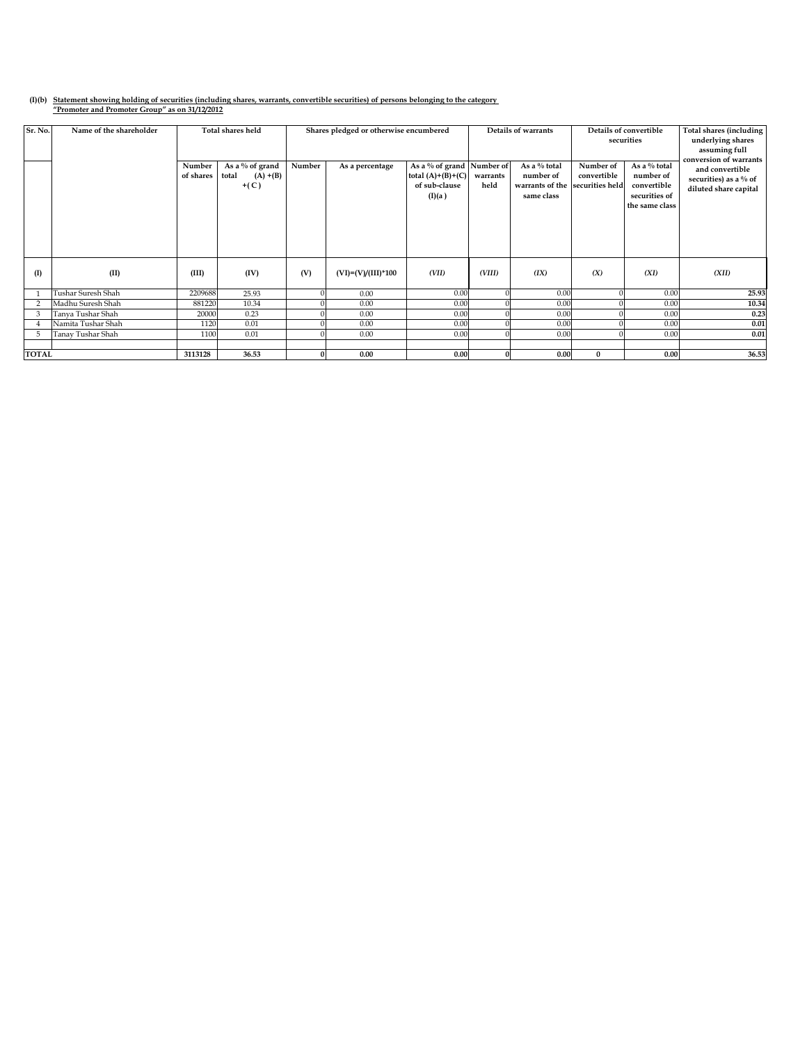**(I)(b) Statement showing holding of securities (including shares, warrants, convertible securities) of persons belonging to the category "Promoter and Promoter Group" as on 31/12/2012**

| Sr. No. | Name of the shareholder | Total shares held | | Shares pledged or otherwise encumbered | | | Details of warrants | | Details of convertible securities | | Total shares (including underlying shares assuming full conversion of warrants and convertible securities) as a % of diluted share capital |
|---|---|---|---|---|---|---|---|---|---|---|---|
| | | Number of shares | As a % of grand total (A) +(B) +( C ) | Number | As a percentage | As a % of grand total (A)+(B)+(C) of sub-clause (I)(a ) | Number of warrants held | As a % total number of warrants of the same class | Number of convertible securities held | As a % total number of convertible securities of the same class | |
| (I) | (II) | (III) | (IV) | (V) | (VI)=(V)/(III)*100 | (VII) | (VIII) | (IX) | (X) | (XI) | (XII) |
| 1 | Tushar Suresh Shah | 2209688 | 25.93 | 0 | 0.00 | 0.00 | 0 | 0.00 | 0 | 0.00 | 25.93 |
| 2 | Madhu Suresh Shah | 881220 | 10.34 | 0 | 0.00 | 0.00 | 0 | 0.00 | 0 | 0.00 | 10.34 |
| 3 | Tanya Tushar Shah | 20000 | 0.23 | 0 | 0.00 | 0.00 | 0 | 0.00 | 0 | 0.00 | 0.23 |
| 4 | Namita Tushar Shah | 1120 | 0.01 | 0 | 0.00 | 0.00 | 0 | 0.00 | 0 | 0.00 | 0.01 |
| 5 | Tanay Tushar Shah | 1100 | 0.01 | 0 | 0.00 | 0.00 | 0 | 0.00 | 0 | 0.00 | 0.01 |
| | | | | | | | | | | | |
| **TOTAL** | | **3113128** | **36.53** | **0** | **0.00** | **0.00** | **0** | **0.00** | **0** | **0.00** | **36.53** |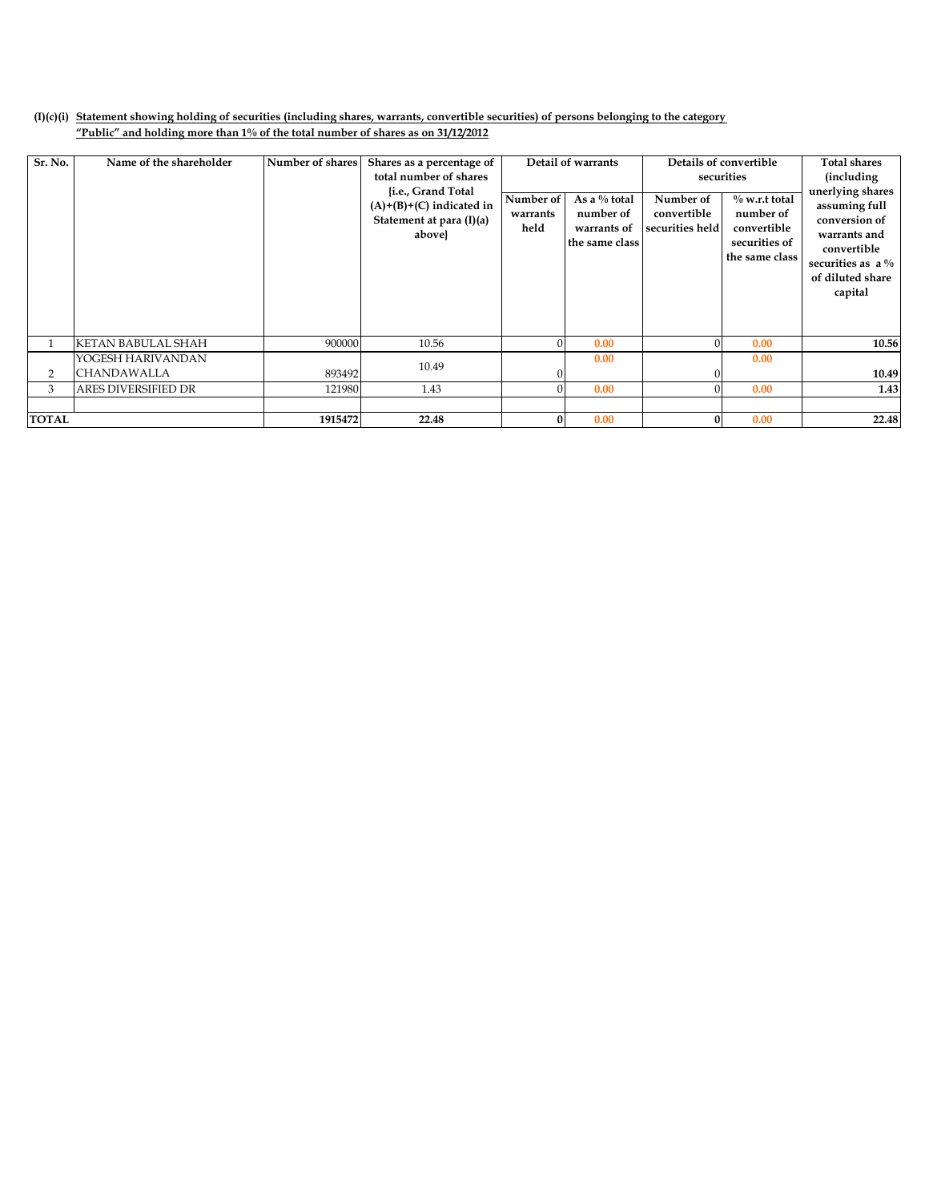**(I)(c)(i) Statement showing holding of securities (including shares, warrants, convertible securities) of persons belonging to the category "Public" and holding more than 1% of the total number of shares as on 31/12/2012**

| Sr. No. | Name of the shareholder | Number of shares | Shares as a percentage of total number of shares {i.e., Grand Total (A)+(B)+(C) indicated in Statement at para (I)(a) above} | Detail of warrants | | Details of convertible securities | | Total shares (including unerlying shares assuming full conversion of warrants and convertible securities as a % of diluted share capital |
|---|---|---|---|---|---|---|---|---|
| | | | | Number of warrants held | As a % total number of warrants of the same class | Number of convertible securities held | % w.r.t total number of convertible securities of the same class | |
| 1 | KETAN BABULAL SHAH | 900000 | 10.56 | 0 | 0.00 | 0 | 0.00 | **10.56** |
| 2 | YOGESH HARIVANDAN CHANDAWALLA | 893492 | 10.49 | 0 | 0.00 | 0 | 0.00 | **10.49** |
| 3 | ARES DIVERSIFIED DR | 121980 | 1.43 | 0 | 0.00 | 0 | 0.00 | **1.43** |
| | | | | | | | | |
| **TOTAL** | | **1915472** | **22.48** | **0** | 0.00 | **0** | 0.00 | **22.48** |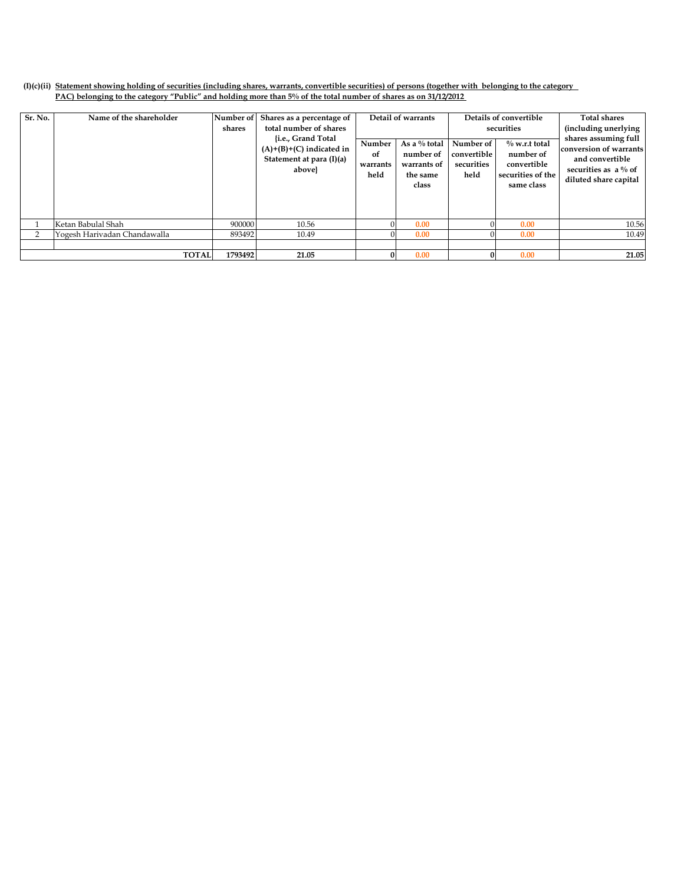**(I)(c)(ii) Statement showing holding of securities (including shares, warrants, convertible securities) of persons (together with belonging to the category PAC) belonging to the category "Public" and holding more than 5% of the total number of shares as on 31/12/2012**

| Sr. No. | Name of the shareholder | Number of shares | Shares as a percentage of total number of shares {i.e., Grand Total (A)+(B)+(C) indicated in Statement at para (I)(a) above} | Detail of warrants | | Details of convertible securities | | Total shares (including unerlying shares assuming full conversion of warrants and convertible securities as a % of diluted share capital |
|---|---|---|---|---|---|---|---|---|
| | | | | Number of warrants held | As a % total number of warrants of the same class | Number of convertible securities held | % w.r.t total number of convertible securities of the same class | |
| 1 | Ketan Babulal Shah | 900000 | 10.56 | 0 | 0.00 | 0 | 0.00 | 10.56 |
| 2 | Yogesh Harivadan Chandawalla | 893492 | 10.49 | 0 | 0.00 | 0 | 0.00 | 10.49 |
| | | | | | | | | |
| | **TOTAL** | **1793492** | **21.05** | **0** | **0.00** | **0** | **0.00** | **21.05** |